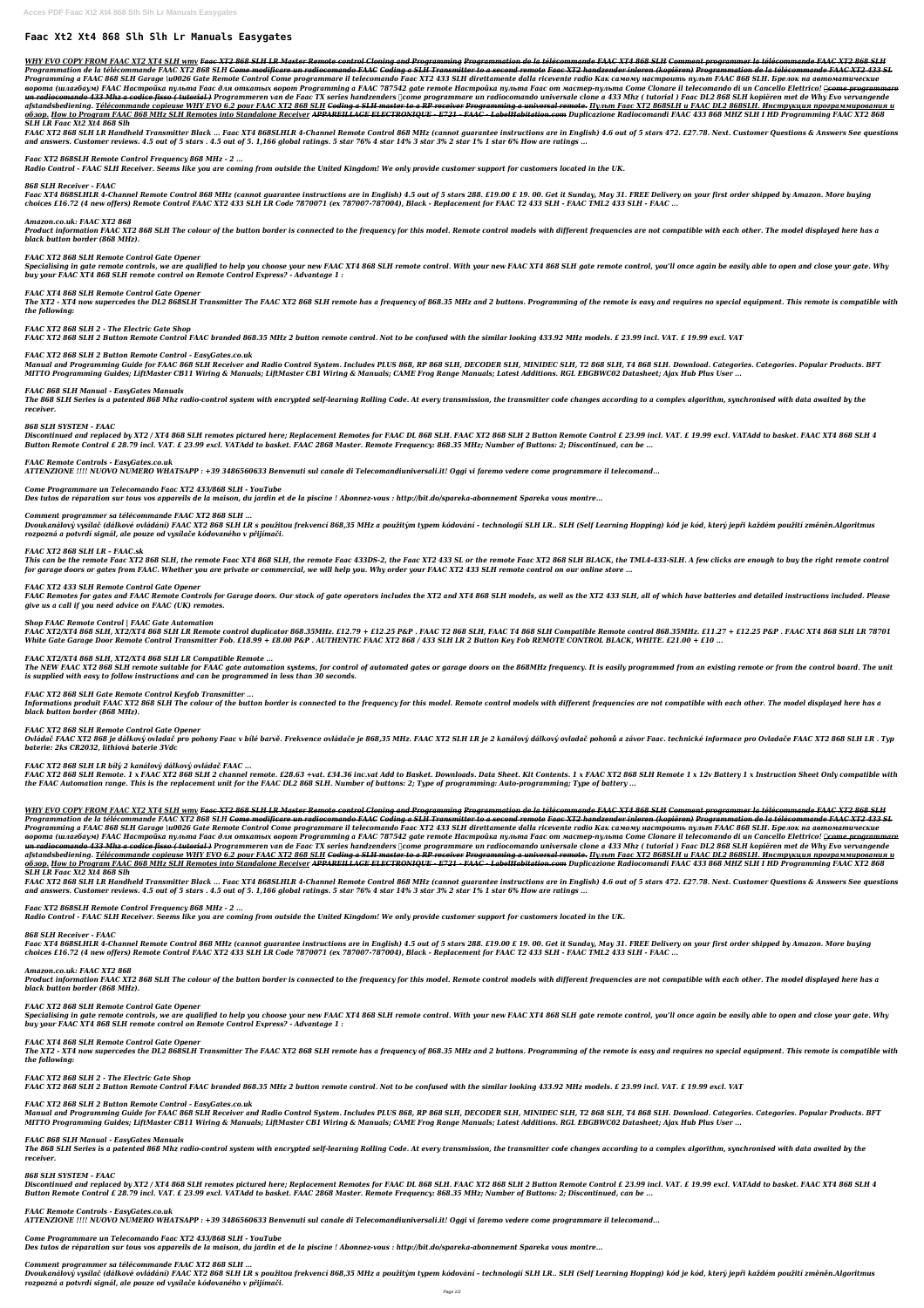# Faac Xt2 Xt4 868 Slh Slh Lr Manuals Easygates

***WHY EVO COPY FROM FAAC XT2 XT4 SLH wmv*** ~~***Faac XT2 868 SLH LR Master Remote control Cloning and Programming***~~ ~~***Programmation de la télécommande FAAC XT4 868 SLH***~~ ~~***Comment programmer la télécommande FAAC XT2 868 SLH***~~ ***Programmation de la télécommande FAAC XT2 868 SLH*** ~~***Come modificare un radiocomando FAAC***~~ ~~***Coding a SLH Transmitter to a second remote***~~ ~~***Faac XT2 handzender inleren (kopiëren)***~~ ~~***Programmation de la télécommande FAAC XT2 433 SL***~~ ***Programming a FAAC 868 SLH Garage \u0026 Gate Remote Control Come programmare il telecomando Faac XT2 433 SLH direttamente dalla ricevente radio Как самому настроить пульт FAAC 868 SLH. Брелок на автоматические ворота (шлагбаум) FAAC Настройка пульта Faac для откатных ворот Programming a FAAC 787542 gate remote Настройка пульта Faac от мастер-пульта Come Clonare il telecomando di un Cancello Elettrico!*** ~~***come programmare un radiocomando 433 Mhz a codice fisso ( tutorial )***~~ ***Programmeren van de Faac TX series handzenders come programmare un radiocomando universale clone a 433 Mhz ( tutorial ) Faac DL2 868 SLH kopiëren met de Why Evo vervangende afstandsbediening.*** ~~***Télécommande copieuse WHY EVO 6.2 pour FAAC XT2 868 SLH***~~ ~~***Coding a SLH master to a RP receiver Programming a universal remote.***~~ ~~***Пульт Faac XT2 868SLH и FAAC DL2 868SLH. Инструкция программирования и обзор.***~~ ~~***How to Program FAAC 868 MHz SLH Remotes into Standalone Receiver***~~ ~~***APPAREILLAGE ELECTRONIQUE - E721 - FAAC - LabelHabitation.com***~~ ***Duplicazione Radiocomandi FAAC 433 868 MHZ SLH I HD Programming FAAC XT2 868 SLH LR Faac Xt2 Xt4 868 Slh***

***FAAC XT2 868 SLH LR Handheld Transmitter Black ... Faac XT4 868SLHLR 4-Channel Remote Control 868 MHz (cannot guarantee instructions are in English) 4.6 out of 5 stars 472. £27.78. Next. Customer Questions & Answers See questions and answers. Customer reviews. 4.5 out of 5 stars . 4.5 out of 5. 1,166 global ratings. 5 star 76% 4 star 14% 3 star 3% 2 star 1% 1 star 6% How are ratings ...***

***Faac XT2 868SLH Remote Control Frequency 868 MHz - 2 ...***

***Radio Control - FAAC SLH Receiver. Seems like you are coming from outside the United Kingdom! We only provide customer support for customers located in the UK.***

***868 SLH Receiver - FAAC***

***Faac XT4 868SLHLR 4-Channel Remote Control 868 MHz (cannot guarantee instructions are in English) 4.5 out of 5 stars 288. £19.00 £ 19. 00. Get it Sunday, May 31. FREE Delivery on your first order shipped by Amazon. More buying choices £16.72 (4 new offers) Remote Control FAAC XT2 433 SLH LR Code 7870071 (ex 787007-787004), Black - Replacement for FAAC T2 433 SLH - FAAC TML2 433 SLH - FAAC ...***

***Amazon.co.uk: FAAC XT2 868***

***Product information FAAC XT2 868 SLH The colour of the button border is connected to the frequency for this model. Remote control models with different frequencies are not compatible with each other. The model displayed here has a black button border (868 MHz).***

***FAAC XT2 868 SLH Remote Control Gate Opener***

***Specialising in gate remote controls, we are qualified to help you choose your new FAAC XT4 868 SLH remote control. With your new FAAC XT4 868 SLH gate remote control, you'll once again be easily able to open and close your gate. Why buy your FAAC XT4 868 SLH remote control on Remote Control Express? - Advantage 1 :***

***FAAC XT4 868 SLH Remote Control Gate Opener***

***The XT2 - XT4 now supercedes the DL2 868SLH Transmitter The FAAC XT2 868 SLH remote has a frequency of 868.35 MHz and 2 buttons. Programming of the remote is easy and requires no special equipment. This remote is compatible with the following:***

***FAAC XT2 868 SLH 2 - The Electric Gate Shop***

***FAAC XT2 868 SLH 2 Button Remote Control FAAC branded 868.35 MHz 2 button remote control. Not to be confused with the similar looking 433.92 MHz models. £ 23.99 incl. VAT. £ 19.99 excl. VAT***

***FAAC XT2 868 SLH 2 Button Remote Control - EasyGates.co.uk***

***Manual and Programming Guide for FAAC 868 SLH Receiver and Radio Control System. Includes PLUS 868, RP 868 SLH, DECODER SLH, MINIDEC SLH, T2 868 SLH, T4 868 SLH. Download. Categories. Categories. Popular Products. BFT MITTO Programming Guides; LiftMaster CB11 Wiring & Manuals; LiftMaster CB1 Wiring & Manuals; CAME Frog Range Manuals; Latest Additions. RGL EBGBWC02 Datasheet; Ajax Hub Plus User ...***

***FAAC 868 SLH Manual - EasyGates Manuals***

***The 868 SLH Series is a patented 868 Mhz radio-control system with encrypted self-learning Rolling Code. At every transmission, the transmitter code changes according to a complex algorithm, synchronised with data awaited by the receiver.***

***868 SLH SYSTEM - FAAC***

***Discontinued and replaced by XT2 / XT4 868 SLH remotes pictured here; Replacement Remotes for FAAC DL 868 SLH. FAAC XT2 868 SLH 2 Button Remote Control £ 23.99 incl. VAT. £ 19.99 excl. VATAdd to basket. FAAC XT4 868 SLH 4 Button Remote Control £ 28.79 incl. VAT. £ 23.99 excl. VATAdd to basket. FAAC 2868 Master. Remote Frequency: 868.35 MHz; Number of Buttons: 2; Discontinued, can be ...***

***FAAC Remote Controls - EasyGates.co.uk***

***ATTENZIONE !!!! NUOVO NUMERO WHATSAPP : +39 3486560633 Benvenuti sul canale di Telecomandiuniversali.it! Oggi vi faremo vedere come programmare il telecomand...***

***Come Programmare un Telecomando Faac XT2 433/868 SLH - YouTube***

***Des tutos de réparation sur tous vos appareils de la maison, du jardin et de la piscine ! Abonnez-vous : http://bit.do/spareka-abonnement Spareka vous montre...***

***Comment programmer sa télécommande FAAC XT2 868 SLH ...***

***Dvoukanálový vysílač (dálkové ovládání) FAAC XT2 868 SLH LR s použitou frekvencí 868,35 MHz a použitým typem kódování – technologií SLH LR.. SLH (Self Learning Hopping) kód je kód, který jepři každém použití změněn.Algoritmus rozpozná a potvrdí signál, ale pouze od vysílače kódovaného v přijímači.***

***FAAC XT2 868 SLH LR – FAAC.sk***

***This can be the remote Faac XT2 868 SLH, the remote Faac XT4 868 SLH, the remote Faac 433DS-2, the Faac XT2 433 SL or the remote Faac XT2 868 SLH BLACK, the TML4-433-SLH. A few clicks are enough to buy the right remote control for garage doors or gates from FAAC. Whether you are private or commercial, we will help you. Why order your FAAC XT2 433 SLH remote control on our online store ...***

***FAAC XT2 433 SLH Remote Control Gate Opener***

***FAAC Remotes for gates and FAAC Remote Controls for Garage doors. Our stock of gate operators includes the XT2 and XT4 868 SLH models, as well as the XT2 433 SLH, all of which have batteries and detailed instructions included. Please give us a call if you need advice on FAAC (UK) remotes.***

***Shop FAAC Remote Control | FAAC Gate Automation***

***FAAC XT2/XT4 868 SLH, XT2/XT4 868 SLH LR Remote control duplicator 868.35MHz. £12.79 + £12.25 P&P . FAAC T2 868 SLH, FAAC T4 868 SLH Compatible Remote control 868.35MHz. £11.27 + £12.25 P&P . FAAC XT4 868 SLH LR 78701 White Gate Garage Door Remote Control Transmitter Fob. £18.99 + £8.00 P&P . AUTHENTIC FAAC XT2 868 / 433 SLH LR 2 Button Key Fob REMOTE CONTROL BLACK, WHITE. £21.00 + £10 ...***

***FAAC XT2/XT4 868 SLH, XT2/XT4 868 SLH LR Compatible Remote ...***

***The NEW FAAC XT2 868 SLH remote suitable for FAAC gate automation systems, for control of automated gates or garage doors on the 868MHz frequency. It is easily programmed from an existing remote or from the control board. The unit is supplied with easy to follow instructions and can be programmed in less than 30 seconds.***

***FAAC XT2 868 SLH Gate Remote Control Keyfob Transmitter ...***

***Informations produit FAAC XT2 868 SLH The colour of the button border is connected to the frequency for this model. Remote control models with different frequencies are not compatible with each other. The model displayed here has a black button border (868 MHz).***

***FAAC XT2 868 SLH Remote Control Gate Opener***

***Ovládač FAAC XT2 868 je dálkový ovladač pro pohony Faac v bílé barvě. Frekvence ovládače je 868,35 MHz. FAAC XT2 SLH LR je 2 kanálový dálkový ovladač pohonů a závor Faac. technické informace pro Ovladače FAAC XT2 868 SLH LR . Typ baterie: 2ks CR2032, lithiová baterie 3Vdc***

***FAAC XT2 868 SLH LR bílý 2 kanálový dálkový ovládač FAAC ...***

***FAAC XT2 868 SLH Remote. 1 x FAAC XT2 868 SLH 2 channel remote. £28.63 +vat. £34.36 inc.vat Add to Basket. Downloads. Data Sheet. Kit Contents. 1 x FAAC XT2 868 SLH Remote 1 x 12v Battery 1 x Instruction Sheet Only compatible with the FAAC Automation range. This is the replacement unit for the FAAC DL2 868 SLH. Number of buttons: 2; Type of programming: Auto-programming; Type of battery ...***

***WHY EVO COPY FROM FAAC XT2 XT4 SLH wmv*** ~~***Faac XT2 868 SLH LR Master Remote control Cloning and Programming***~~ ~~***Programmation de la télécommande FAAC XT4 868 SLH***~~ ~~***Comment programmer la télécommande FAAC XT2 868 SLH***~~ ***Programmation de la télécommande FAAC XT2 868 SLH*** ~~***Come modificare un radiocomando FAAC***~~ ~~***Coding a SLH Transmitter to a second remote***~~ ~~***Faac XT2 handzender inleren (kopiëren)***~~ ~~***Programmation de la télécommande FAAC XT2 433 SL***~~ ***Programming a FAAC 868 SLH Garage \u0026 Gate Remote Control Come programmare il telecomando Faac XT2 433 SLH direttamente dalla ricevente radio Как самому настроить пульт FAAC 868 SLH. Брелок на автоматические ворота (шлагбаум) FAAC Настройка пульта Faac для откатных ворот Programming a FAAC 787542 gate remote Настройка пульта Faac от мастер-пульта Come Clonare il telecomando di un Cancello Elettrico!*** ~~***come programmare un radiocomando 433 Mhz a codice fisso ( tutorial )***~~ ***Programmeren van de Faac TX series handzenders come programmare un radiocomando universale clone a 433 Mhz ( tutorial ) Faac DL2 868 SLH kopiëren met de Why Evo vervangende afstandsbediening.*** ~~***Télécommande copieuse WHY EVO 6.2 pour FAAC XT2 868 SLH***~~ ~~***Coding a SLH master to a RP receiver Programming a universal remote.***~~ ~~***Пульт Faac XT2 868SLH и FAAC DL2 868SLH. Инструкция программирования и обзор.***~~ ~~***How to Program FAAC 868 MHz SLH Remotes into Standalone Receiver***~~ ~~***APPAREILLAGE ELECTRONIQUE - E721 - FAAC - LabelHabitation.com***~~ ***Duplicazione Radiocomandi FAAC 433 868 MHZ SLH I HD Programming FAAC XT2 868 SLH LR Faac Xt2 Xt4 868 Slh***

***FAAC XT2 868 SLH LR Handheld Transmitter Black ... Faac XT4 868SLHLR 4-Channel Remote Control 868 MHz (cannot guarantee instructions are in English) 4.6 out of 5 stars 472. £27.78. Next. Customer Questions & Answers See questions and answers. Customer reviews. 4.5 out of 5 stars . 4.5 out of 5. 1,166 global ratings. 5 star 76% 4 star 14% 3 star 3% 2 star 1% 1 star 6% How are ratings ...***

***Faac XT2 868SLH Remote Control Frequency 868 MHz - 2 ...***

***Radio Control - FAAC SLH Receiver. Seems like you are coming from outside the United Kingdom! We only provide customer support for customers located in the UK.***

***868 SLH Receiver - FAAC***

***Faac XT4 868SLHLR 4-Channel Remote Control 868 MHz (cannot guarantee instructions are in English) 4.5 out of 5 stars 288. £19.00 £ 19. 00. Get it Sunday, May 31. FREE Delivery on your first order shipped by Amazon. More buying choices £16.72 (4 new offers) Remote Control FAAC XT2 433 SLH LR Code 7870071 (ex 787007-787004), Black - Replacement for FAAC T2 433 SLH - FAAC TML2 433 SLH - FAAC ...***

***Amazon.co.uk: FAAC XT2 868***

***Product information FAAC XT2 868 SLH The colour of the button border is connected to the frequency for this model. Remote control models with different frequencies are not compatible with each other. The model displayed here has a black button border (868 MHz).***

***FAAC XT2 868 SLH Remote Control Gate Opener***

***Specialising in gate remote controls, we are qualified to help you choose your new FAAC XT4 868 SLH remote control. With your new FAAC XT4 868 SLH gate remote control, you'll once again be easily able to open and close your gate. Why buy your FAAC XT4 868 SLH remote control on Remote Control Express? - Advantage 1 :***

***FAAC XT4 868 SLH Remote Control Gate Opener***

***The XT2 - XT4 now supercedes the DL2 868SLH Transmitter The FAAC XT2 868 SLH remote has a frequency of 868.35 MHz and 2 buttons. Programming of the remote is easy and requires no special equipment. This remote is compatible with the following:***

***FAAC XT2 868 SLH 2 - The Electric Gate Shop***

***FAAC XT2 868 SLH 2 Button Remote Control FAAC branded 868.35 MHz 2 button remote control. Not to be confused with the similar looking 433.92 MHz models. £ 23.99 incl. VAT. £ 19.99 excl. VAT***

***FAAC XT2 868 SLH 2 Button Remote Control - EasyGates.co.uk***

***Manual and Programming Guide for FAAC 868 SLH Receiver and Radio Control System. Includes PLUS 868, RP 868 SLH, DECODER SLH, MINIDEC SLH, T2 868 SLH, T4 868 SLH. Download. Categories. Categories. Popular Products. BFT MITTO Programming Guides; LiftMaster CB11 Wiring & Manuals; LiftMaster CB1 Wiring & Manuals; CAME Frog Range Manuals; Latest Additions. RGL EBGBWC02 Datasheet; Ajax Hub Plus User ...***

***FAAC 868 SLH Manual - EasyGates Manuals***

***The 868 SLH Series is a patented 868 Mhz radio-control system with encrypted self-learning Rolling Code. At every transmission, the transmitter code changes according to a complex algorithm, synchronised with data awaited by the receiver.***

***868 SLH SYSTEM - FAAC***

***Discontinued and replaced by XT2 / XT4 868 SLH remotes pictured here; Replacement Remotes for FAAC DL 868 SLH. FAAC XT2 868 SLH 2 Button Remote Control £ 23.99 incl. VAT. £ 19.99 excl. VATAdd to basket. FAAC XT4 868 SLH 4 Button Remote Control £ 28.79 incl. VAT. £ 23.99 excl. VATAdd to basket. FAAC 2868 Master. Remote Frequency: 868.35 MHz; Number of Buttons: 2; Discontinued, can be ...***

***FAAC Remote Controls - EasyGates.co.uk***

***ATTENZIONE !!!! NUOVO NUMERO WHATSAPP : +39 3486560633 Benvenuti sul canale di Telecomandiuniversali.it! Oggi vi faremo vedere come programmare il telecomand...***

***Come Programmare un Telecomando Faac XT2 433/868 SLH - YouTube***

***Des tutos de réparation sur tous vos appareils de la maison, du jardin et de la piscine ! Abonnez-vous : http://bit.do/spareka-abonnement Spareka vous montre...***

***Comment programmer sa télécommande FAAC XT2 868 SLH ...***

***Dvoukanálový vysílač (dálkové ovládání) FAAC XT2 868 SLH LR s použitou frekvencí 868,35 MHz a použitým typem kódování – technologií SLH LR.. SLH (Self Learning Hopping) kód je kód, který jepři každém použití změněn.Algoritmus rozpozná a potvrdí signál, ale pouze od vysílače kódovaného v přijímači.***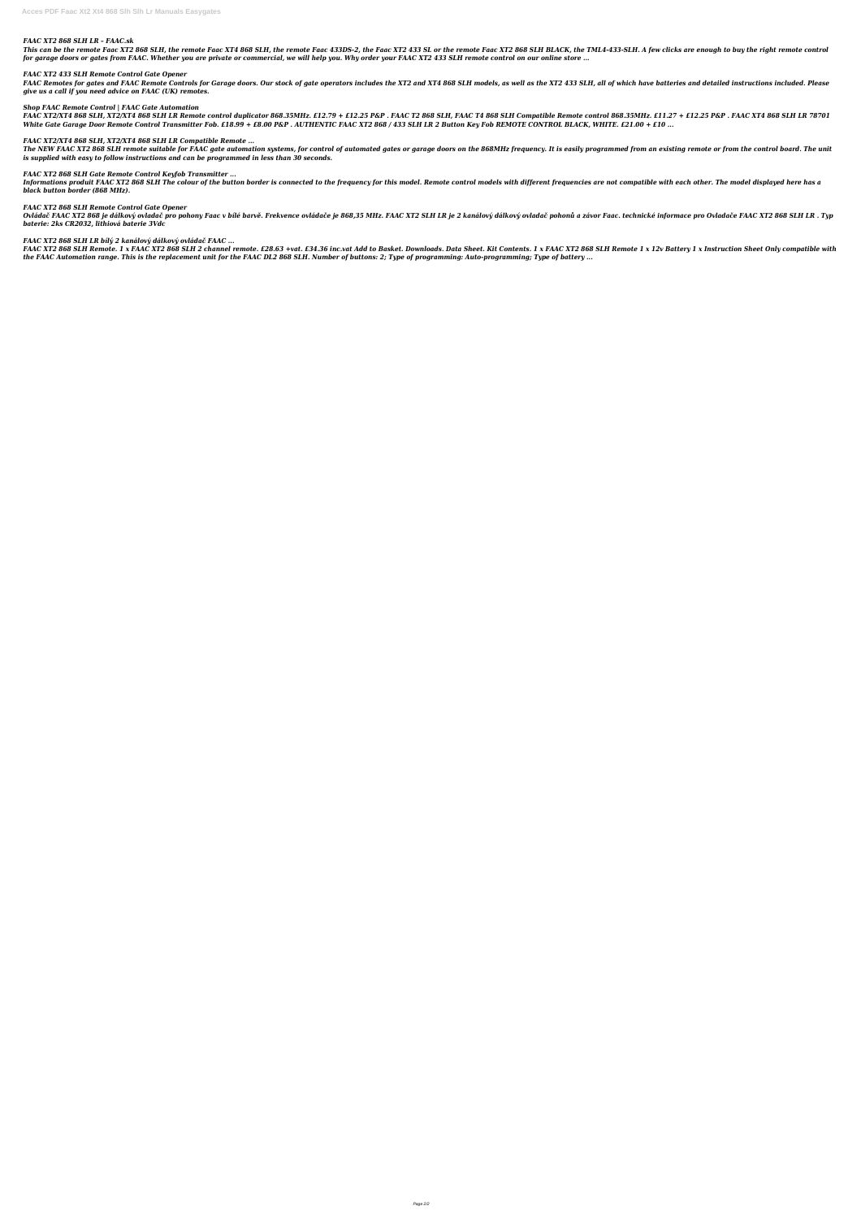### *FAAC XT2 868 SLH LR – FAAC.sk*

*This can be the remote Faac XT2 868 SLH, the remote Faac XT4 868 SLH, the remote Faac 433DS-2, the Faac XT2 433 SL or the remote Faac XT2 868 SLH BLACK, the TML4-433-SLH. A few clicks are enough to buy the right remote control for garage doors or gates from FAAC. Whether you are private or commercial, we will help you. Why order your FAAC XT2 433 SLH remote control on our online store ...*

### *FAAC XT2 433 SLH Remote Control Gate Opener*

*FAAC Remotes for gates and FAAC Remote Controls for Garage doors. Our stock of gate operators includes the XT2 and XT4 868 SLH models, as well as the XT2 433 SLH, all of which have batteries and detailed instructions included. Please give us a call if you need advice on FAAC (UK) remotes.*

### *Shop FAAC Remote Control | FAAC Gate Automation*

*FAAC XT2/XT4 868 SLH, XT2/XT4 868 SLH LR Remote control duplicator 868.35MHz. £12.79 + £12.25 P&P . FAAC T2 868 SLH, FAAC T4 868 SLH Compatible Remote control 868.35MHz. £11.27 + £12.25 P&P . FAAC XT4 868 SLH LR 78701 White Gate Garage Door Remote Control Transmitter Fob. £18.99 + £8.00 P&P . AUTHENTIC FAAC XT2 868 / 433 SLH LR 2 Button Key Fob REMOTE CONTROL BLACK, WHITE. £21.00 + £10 ...*

### *FAAC XT2/XT4 868 SLH, XT2/XT4 868 SLH LR Compatible Remote ...*

*The NEW FAAC XT2 868 SLH remote suitable for FAAC gate automation systems, for control of automated gates or garage doors on the 868MHz frequency. It is easily programmed from an existing remote or from the control board. The unit is supplied with easy to follow instructions and can be programmed in less than 30 seconds.*

### *FAAC XT2 868 SLH Gate Remote Control Keyfob Transmitter ...*

*Informations produit FAAC XT2 868 SLH The colour of the button border is connected to the frequency for this model. Remote control models with different frequencies are not compatible with each other. The model displayed here has a black button border (868 MHz).*

### *FAAC XT2 868 SLH Remote Control Gate Opener*

*Ovládač FAAC XT2 868 je dálkový ovladač pro pohony Faac v bílé barvě. Frekvence ovládače je 868,35 MHz. FAAC XT2 SLH LR je 2 kanálový dálkový ovladač pohonů a závor Faac. technické informace pro Ovladače FAAC XT2 868 SLH LR . Typ baterie: 2ks CR2032, lithiová baterie 3Vdc*

### *FAAC XT2 868 SLH LR bílý 2 kanálový dálkový ovládač FAAC ...*

*FAAC XT2 868 SLH Remote. 1 x FAAC XT2 868 SLH 2 channel remote. £28.63 +vat. £34.36 inc.vat Add to Basket. Downloads. Data Sheet. Kit Contents. 1 x FAAC XT2 868 SLH Remote 1 x 12v Battery 1 x Instruction Sheet Only compatible with the FAAC Automation range. This is the replacement unit for the FAAC DL2 868 SLH. Number of buttons: 2; Type of programming: Auto-programming; Type of battery ...*